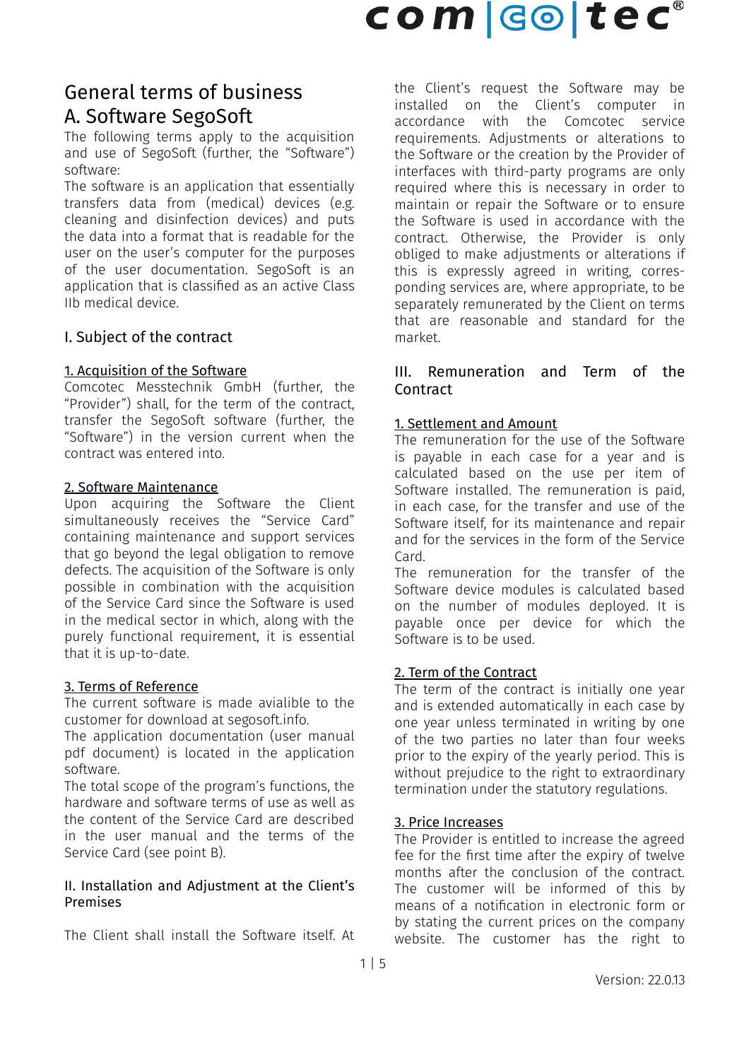# General terms of business

# A. Software SegoSoft

The following terms apply to the acquisition and use of SegoSoft (further, the "Software") software:

The software is an application that essentially transfers data from (medical) devices (e.g. cleaning and disinfection devices) and puts the data into a format that is readable for the user on the user's computer for the purposes of the user documentation. SegoSoft is an application that is classified as an active Class IIb medical device.

## I. Subject of the contract

### 1. Acquisition of the Software

Comcotec Messtechnik GmbH (further, the "Provider") shall, for the term of the contract, transfer the SegoSoft software (further, the "Software") in the version current when the contract was entered into.

### 2. Software Maintenance

Upon acquiring the Software the Client simultaneously receives the "Service Card" containing maintenance and support services that go beyond the legal obligation to remove defects. The acquisition of the Software is only possible in combination with the acquisition of the Service Card since the Software is used in the medical sector in which, along with the purely functional requirement, it is essential that it is up-to-date.

### 3. Terms of Reference

The current software is made avialible to the customer for download at segosoft.info.

The application documentation (user manual pdf document) is located in the application software.

The total scope of the program's functions, the hardware and software terms of use as well as the content of the Service Card are described in the user manual and the terms of the Service Card (see point B).

## II. Installation and Adjustment at the Client's Premises

The Client shall install the Software itself. At the Client's request the Software may be installed on the Client's computer in accordance with the Comcotec service requirements. Adjustments or alterations to the Software or the creation by the Provider of interfaces with third-party programs are only required where this is necessary in order to maintain or repair the Software or to ensure the Software is used in accordance with the contract. Otherwise, the Provider is only obliged to make adjustments or alterations if this is expressly agreed in writing, corresponding services are, where appropriate, to be separately remunerated by the Client on terms that are reasonable and standard for the market.

## III. Remuneration and Term of the Contract

### 1. Settlement and Amount

The remuneration for the use of the Software is payable in each case for a year and is calculated based on the use per item of Software installed. The remuneration is paid, in each case, for the transfer and use of the Software itself, for its maintenance and repair and for the services in the form of the Service Card.

The remuneration for the transfer of the Software device modules is calculated based on the number of modules deployed. It is payable once per device for which the Software is to be used.

### 2. Term of the Contract

The term of the contract is initially one year and is extended automatically in each case by one year unless terminated in writing by one of the two parties no later than four weeks prior to the expiry of the yearly period. This is without prejudice to the right to extraordinary termination under the statutory regulations.

### 3. Price Increases

The Provider is entitled to increase the agreed fee for the first time after the expiry of twelve months after the conclusion of the contract. The customer will be informed of this by means of a notification in electronic form or by stating the current prices on the company website. The customer has the right to

Version: 22.0.13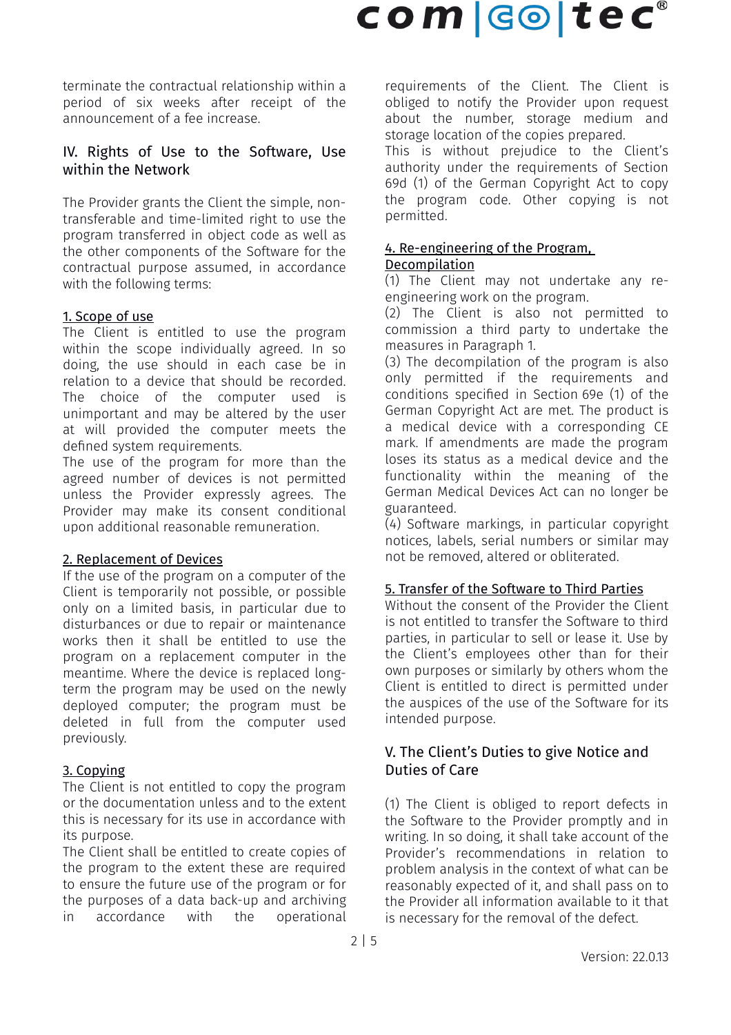terminate the contractual relationship within a period of six weeks after receipt of the announcement of a fee increase.

## IV. Rights of Use to the Software, Use within the Network

The Provider grants the Client the simple, non-transferable and time-limited right to use the program transferred in object code as well as the other components of the Software for the contractual purpose assumed, in accordance with the following terms:

### 1. Scope of use

The Client is entitled to use the program within the scope individually agreed. In so doing, the use should in each case be in relation to a device that should be recorded. The choice of the computer used is unimportant and may be altered by the user at will provided the computer meets the defined system requirements.

The use of the program for more than the agreed number of devices is not permitted unless the Provider expressly agrees. The Provider may make its consent conditional upon additional reasonable remuneration.

### 2. Replacement of Devices

If the use of the program on a computer of the Client is temporarily not possible, or possible only on a limited basis, in particular due to disturbances or due to repair or maintenance works then it shall be entitled to use the program on a replacement computer in the meantime. Where the device is replaced long-term the program may be used on the newly deployed computer; the program must be deleted in full from the computer used previously.

### 3. Copying

The Client is not entitled to copy the program or the documentation unless and to the extent this is necessary for its use in accordance with its purpose.

The Client shall be entitled to create copies of the program to the extent these are required to ensure the future use of the program or for the purposes of a data back-up and archiving in accordance with the operational requirements of the Client. The Client is obliged to notify the Provider upon request about the number, storage medium and storage location of the copies prepared.

This is without prejudice to the Client's authority under the requirements of Section 69d (1) of the German Copyright Act to copy the program code. Other copying is not permitted.

### 4. Re-engineering of the Program, Decompilation

(1) The Client may not undertake any re-engineering work on the program.

(2) The Client is also not permitted to commission a third party to undertake the measures in Paragraph 1.

(3) The decompilation of the program is also only permitted if the requirements and conditions specified in Section 69e (1) of the German Copyright Act are met. The product is a medical device with a corresponding CE mark. If amendments are made the program loses its status as a medical device and the functionality within the meaning of the German Medical Devices Act can no longer be guaranteed.

(4) Software markings, in particular copyright notices, labels, serial numbers or similar may not be removed, altered or obliterated.

### 5. Transfer of the Software to Third Parties

Without the consent of the Provider the Client is not entitled to transfer the Software to third parties, in particular to sell or lease it. Use by the Client's employees other than for their own purposes or similarly by others whom the Client is entitled to direct is permitted under the auspices of the use of the Software for its intended purpose.

## V. The Client's Duties to give Notice and Duties of Care

(1) The Client is obliged to report defects in the Software to the Provider promptly and in writing. In so doing, it shall take account of the Provider's recommendations in relation to problem analysis in the context of what can be reasonably expected of it, and shall pass on to the Provider all information available to it that is necessary for the removal of the defect.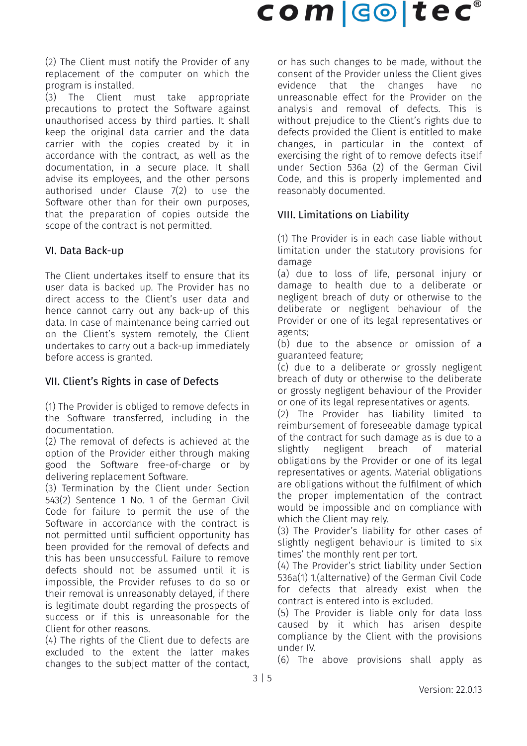(2) The Client must notify the Provider of any replacement of the computer on which the program is installed.
(3) The Client must take appropriate precautions to protect the Software against unauthorised access by third parties. It shall keep the original data carrier and the data carrier with the copies created by it in accordance with the contract, as well as the documentation, in a secure place. It shall advise its employees, and the other persons authorised under Clause 7(2) to use the Software other than for their own purposes, that the preparation of copies outside the scope of the contract is not permitted.

## VI. Data Back-up

The Client undertakes itself to ensure that its user data is backed up. The Provider has no direct access to the Client's user data and hence cannot carry out any back-up of this data. In case of maintenance being carried out on the Client's system remotely, the Client undertakes to carry out a back-up immediately before access is granted.

## VII. Client's Rights in case of Defects

(1) The Provider is obliged to remove defects in the Software transferred, including in the documentation.
(2) The removal of defects is achieved at the option of the Provider either through making good the Software free-of-charge or by delivering replacement Software.
(3) Termination by the Client under Section 543(2) Sentence 1 No. 1 of the German Civil Code for failure to permit the use of the Software in accordance with the contract is not permitted until sufficient opportunity has been provided for the removal of defects and this has been unsuccessful. Failure to remove defects should not be assumed until it is impossible, the Provider refuses to do so or their removal is unreasonably delayed, if there is legitimate doubt regarding the prospects of success or if this is unreasonable for the Client for other reasons.
(4) The rights of the Client due to defects are excluded to the extent the latter makes changes to the subject matter of the contact, or has such changes to be made, without the consent of the Provider unless the Client gives evidence that the changes have no unreasonable effect for the Provider on the analysis and removal of defects. This is without prejudice to the Client's rights due to defects provided the Client is entitled to make changes, in particular in the context of exercising the right of to remove defects itself under Section 536a (2) of the German Civil Code, and this is properly implemented and reasonably documented.

## VIII. Limitations on Liability

(1) The Provider is in each case liable without limitation under the statutory provisions for damage
(a) due to loss of life, personal injury or damage to health due to a deliberate or negligent breach of duty or otherwise to the deliberate or negligent behaviour of the Provider or one of its legal representatives or agents;
(b) due to the absence or omission of a guaranteed feature;
(c) due to a deliberate or grossly negligent breach of duty or otherwise to the deliberate or grossly negligent behaviour of the Provider or one of its legal representatives or agents.
(2) The Provider has liability limited to reimbursement of foreseeable damage typical of the contract for such damage as is due to a slightly negligent breach of material obligations by the Provider or one of its legal representatives or agents. Material obligations are obligations without the fulfilment of which the proper implementation of the contract would be impossible and on compliance with which the Client may rely.
(3) The Provider's liability for other cases of slightly negligent behaviour is limited to six times' the monthly rent per tort.
(4) The Provider's strict liability under Section 536a(1) 1.(alternative) of the German Civil Code for defects that already exist when the contract is entered into is excluded.
(5) The Provider is liable only for data loss caused by it which has arisen despite compliance by the Client with the provisions under IV.
(6) The above provisions shall apply as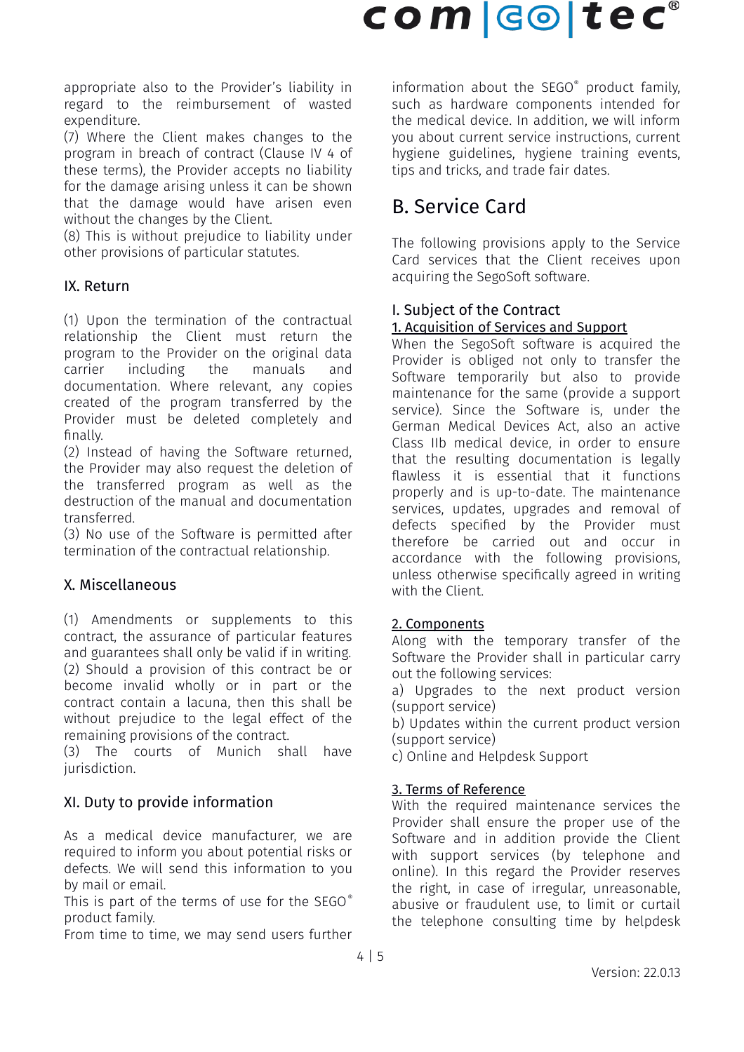appropriate also to the Provider's liability in regard to the reimbursement of wasted expenditure.

(7) Where the Client makes changes to the program in breach of contract (Clause IV 4 of these terms), the Provider accepts no liability for the damage arising unless it can be shown that the damage would have arisen even without the changes by the Client.

(8) This is without prejudice to liability under other provisions of particular statutes.

### IX. Return

(1) Upon the termination of the contractual relationship the Client must return the program to the Provider on the original data carrier including the manuals and documentation. Where relevant, any copies created of the program transferred by the Provider must be deleted completely and finally.

(2) Instead of having the Software returned, the Provider may also request the deletion of the transferred program as well as the destruction of the manual and documentation transferred.

(3) No use of the Software is permitted after termination of the contractual relationship.

### X. Miscellaneous

(1) Amendments or supplements to this contract, the assurance of particular features and guarantees shall only be valid if in writing.

(2) Should a provision of this contract be or become invalid wholly or in part or the contract contain a lacuna, then this shall be without prejudice to the legal effect of the remaining provisions of the contract.

(3) The courts of Munich shall have jurisdiction.

### XI. Duty to provide information

As a medical device manufacturer, we are required to inform you about potential risks or defects. We will send this information to you by mail or email.

This is part of the terms of use for the SEGO® product family.

From time to time, we may send users further information about the SEGO® product family, such as hardware components intended for the medical device. In addition, we will inform you about current service instructions, current hygiene guidelines, hygiene training events, tips and tricks, and trade fair dates.

## B. Service Card

The following provisions apply to the Service Card services that the Client receives upon acquiring the SegoSoft software.

### I. Subject of the Contract

1. Acquisition of Services and Support

When the SegoSoft software is acquired the Provider is obliged not only to transfer the Software temporarily but also to provide maintenance for the same (provide a support service). Since the Software is, under the German Medical Devices Act, also an active Class IIb medical device, in order to ensure that the resulting documentation is legally flawless it is essential that it functions properly and is up-to-date. The maintenance services, updates, upgrades and removal of defects specified by the Provider must therefore be carried out and occur in accordance with the following provisions, unless otherwise specifically agreed in writing with the Client.

2. Components

Along with the temporary transfer of the Software the Provider shall in particular carry out the following services:

a) Upgrades to the next product version (support service)

b) Updates within the current product version (support service)

c) Online and Helpdesk Support

3. Terms of Reference

With the required maintenance services the Provider shall ensure the proper use of the Software and in addition provide the Client with support services (by telephone and online). In this regard the Provider reserves the right, in case of irregular, unreasonable, abusive or fraudulent use, to limit or curtail the telephone consulting time by helpdesk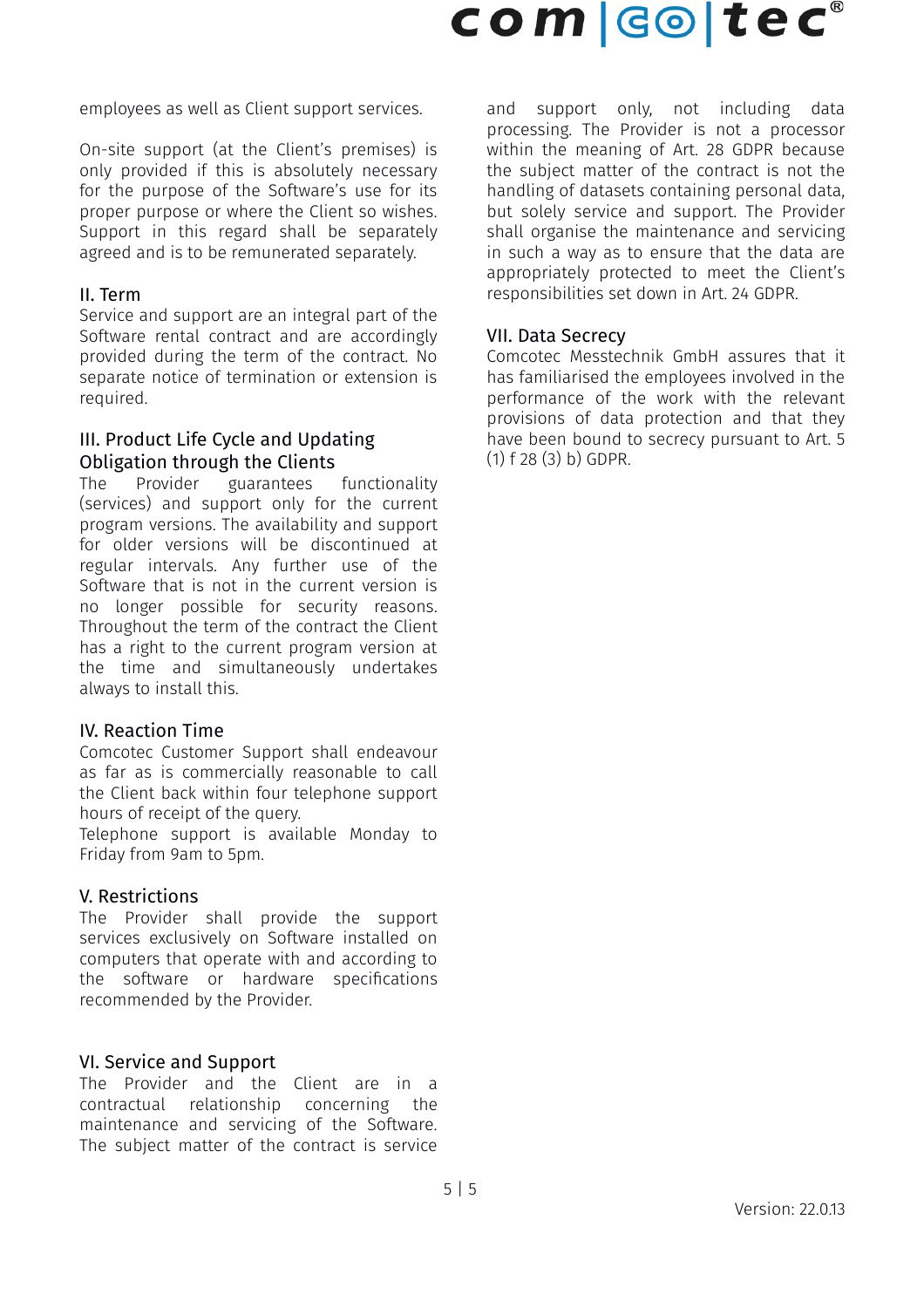employees as well as Client support services.

On-site support (at the Client's premises) is only provided if this is absolutely necessary for the purpose of the Software's use for its proper purpose or where the Client so wishes. Support in this regard shall be separately agreed and is to be remunerated separately.

## II. Term

Service and support are an integral part of the Software rental contract and are accordingly provided during the term of the contract. No separate notice of termination or extension is required.

## III. Product Life Cycle and Updating Obligation through the Clients

The Provider guarantees functionality (services) and support only for the current program versions. The availability and support for older versions will be discontinued at regular intervals. Any further use of the Software that is not in the current version is no longer possible for security reasons. Throughout the term of the contract the Client has a right to the current program version at the time and simultaneously undertakes always to install this.

## IV. Reaction Time

Comcotec Customer Support shall endeavour as far as is commercially reasonable to call the Client back within four telephone support hours of receipt of the query.
Telephone support is available Monday to Friday from 9am to 5pm.

## V. Restrictions

The Provider shall provide the support services exclusively on Software installed on computers that operate with and according to the software or hardware specifications recommended by the Provider.

## VI. Service and Support

The Provider and the Client are in a contractual relationship concerning the maintenance and servicing of the Software. The subject matter of the contract is service and support only, not including data processing. The Provider is not a processor within the meaning of Art. 28 GDPR because the subject matter of the contract is not the handling of datasets containing personal data, but solely service and support. The Provider shall organise the maintenance and servicing in such a way as to ensure that the data are appropriately protected to meet the Client's responsibilities set down in Art. 24 GDPR.

## VII. Data Secrecy

Comcotec Messtechnik GmbH assures that it has familiarised the employees involved in the performance of the work with the relevant provisions of data protection and that they have been bound to secrecy pursuant to Art. 5 (1) f 28 (3) b) GDPR.

Version: 22.0.13